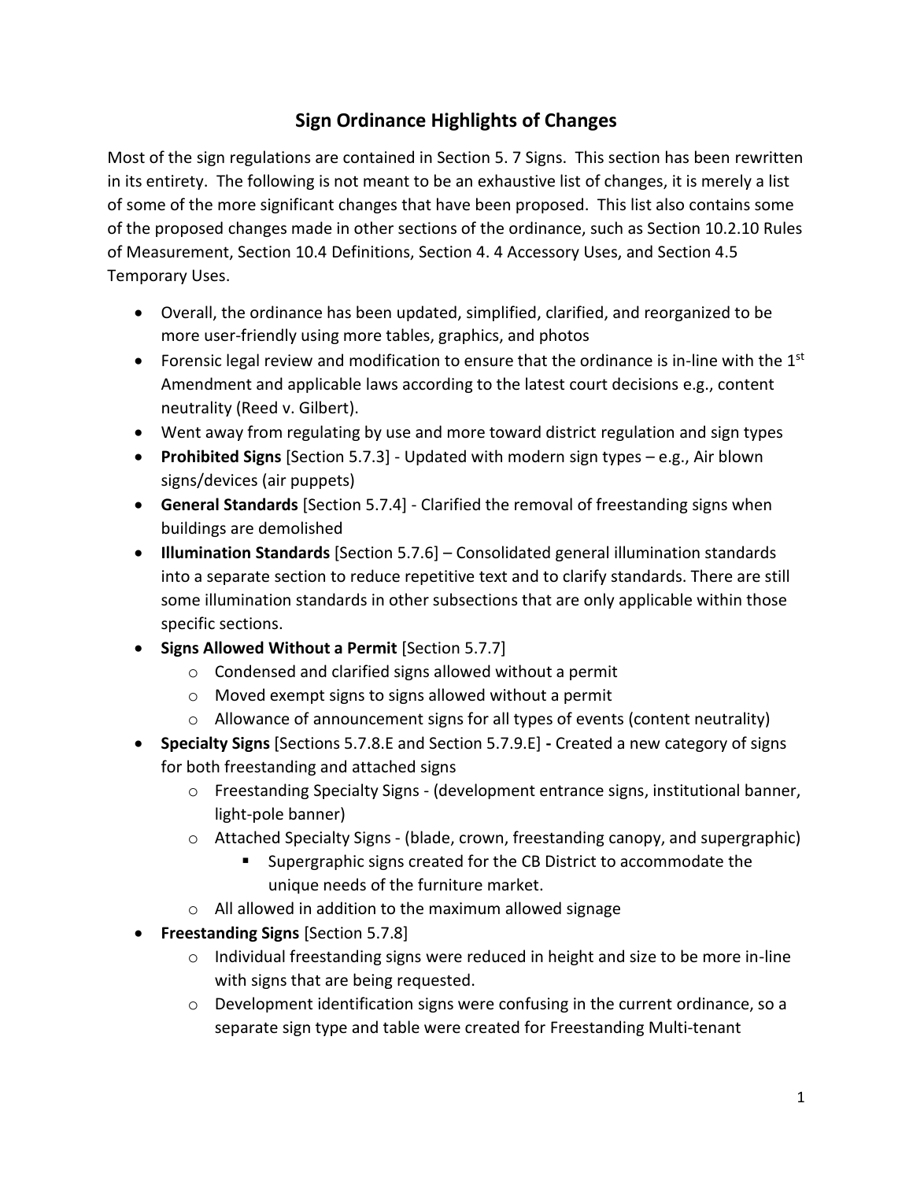# Sign Ordinance Highlights of Changes

Most of the sign regulations are contained in Section 5. 7 Signs. This section has been rewritten in its entirety. The following is not meant to be an exhaustive list of changes, it is merely a list of some of the more significant changes that have been proposed. This list also contains some of the proposed changes made in other sections of the ordinance, such as Section 10.2.10 Rules of Measurement, Section 10.4 Definitions, Section 4. 4 Accessory Uses, and Section 4.5 Temporary Uses.

- Overall, the ordinance has been updated, simplified, clarified, and reorganized to be more user-friendly using more tables, graphics, and photos
- Forensic legal review and modification to ensure that the ordinance is in-line with the 1st Amendment and applicable laws according to the latest court decisions e.g., content neutrality (Reed v. Gilbert).
- Went away from regulating by use and more toward district regulation and sign types
- **Prohibited Signs** [Section 5.7.3] - Updated with modern sign types – e.g., Air blown signs/devices (air puppets)
- **General Standards** [Section 5.7.4] - Clarified the removal of freestanding signs when buildings are demolished
- **Illumination Standards** [Section 5.7.6] – Consolidated general illumination standards into a separate section to reduce repetitive text and to clarify standards. There are still some illumination standards in other subsections that are only applicable within those specific sections.
- **Signs Allowed Without a Permit** [Section 5.7.7]
  - Condensed and clarified signs allowed without a permit
  - Moved exempt signs to signs allowed without a permit
  - Allowance of announcement signs for all types of events (content neutrality)
- **Specialty Signs** [Sections 5.7.8.E and Section 5.7.9.E] **-** Created a new category of signs for both freestanding and attached signs
  - Freestanding Specialty Signs - (development entrance signs, institutional banner, light-pole banner)
  - Attached Specialty Signs - (blade, crown, freestanding canopy, and supergraphic)
    - Supergraphic signs created for the CB District to accommodate the unique needs of the furniture market.
  - All allowed in addition to the maximum allowed signage
- **Freestanding Signs** [Section 5.7.8]
  - Individual freestanding signs were reduced in height and size to be more in-line with signs that are being requested.
  - Development identification signs were confusing in the current ordinance, so a separate sign type and table were created for Freestanding Multi-tenant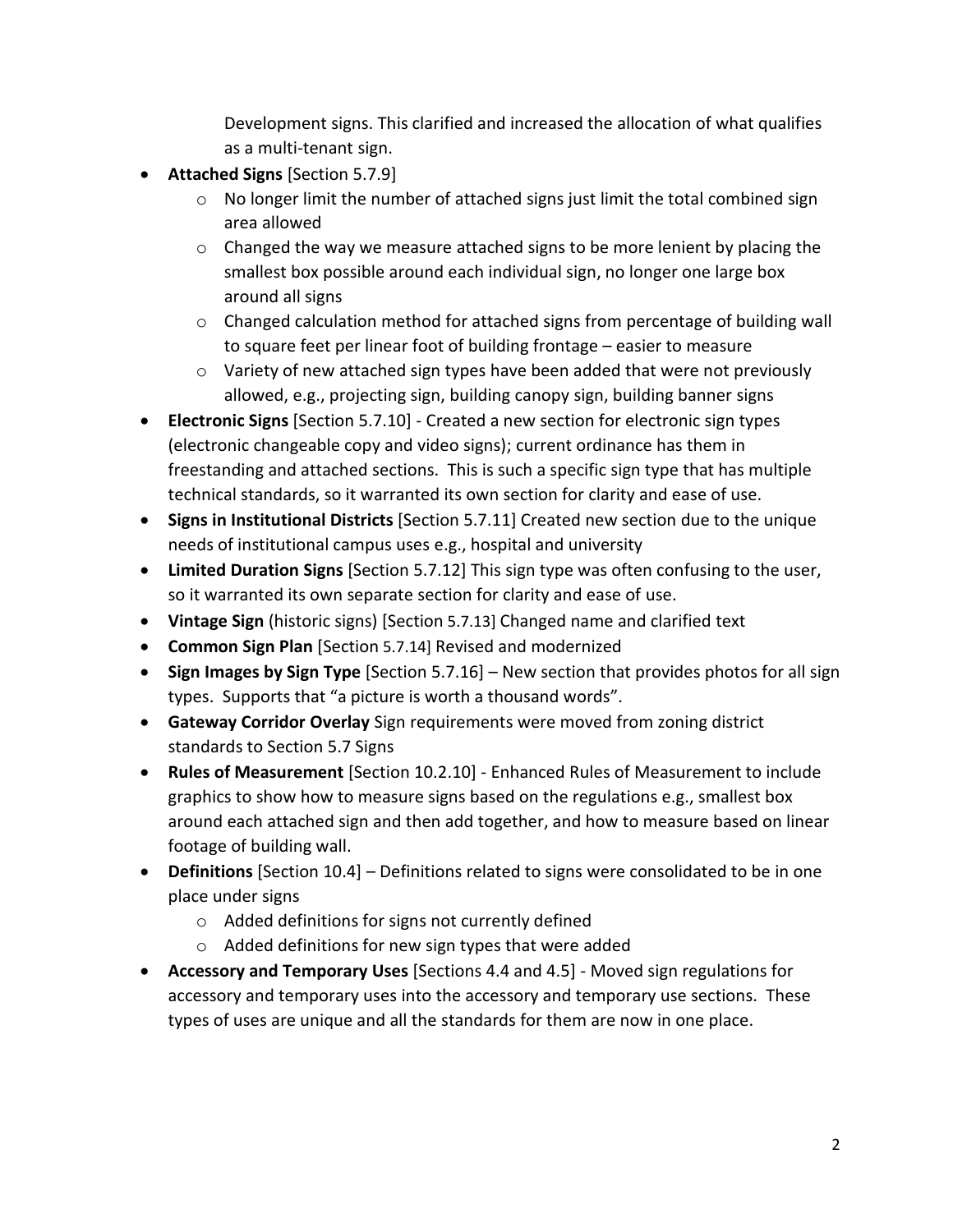Development signs. This clarified and increased the allocation of what qualifies as a multi-tenant sign.

- **Attached Signs** [Section 5.7.9]
  - No longer limit the number of attached signs just limit the total combined sign area allowed
  - Changed the way we measure attached signs to be more lenient by placing the smallest box possible around each individual sign, no longer one large box around all signs
  - Changed calculation method for attached signs from percentage of building wall to square feet per linear foot of building frontage – easier to measure
  - Variety of new attached sign types have been added that were not previously allowed, e.g., projecting sign, building canopy sign, building banner signs
- **Electronic Signs** [Section 5.7.10] - Created a new section for electronic sign types (electronic changeable copy and video signs); current ordinance has them in freestanding and attached sections. This is such a specific sign type that has multiple technical standards, so it warranted its own section for clarity and ease of use.
- **Signs in Institutional Districts** [Section 5.7.11] Created new section due to the unique needs of institutional campus uses e.g., hospital and university
- **Limited Duration Signs** [Section 5.7.12] This sign type was often confusing to the user, so it warranted its own separate section for clarity and ease of use.
- **Vintage Sign** (historic signs) [Section 5.7.13] Changed name and clarified text
- **Common Sign Plan** [Section 5.7.14] Revised and modernized
- **Sign Images by Sign Type** [Section 5.7.16] – New section that provides photos for all sign types. Supports that "a picture is worth a thousand words".
- **Gateway Corridor Overlay** Sign requirements were moved from zoning district standards to Section 5.7 Signs
- **Rules of Measurement** [Section 10.2.10] - Enhanced Rules of Measurement to include graphics to show how to measure signs based on the regulations e.g., smallest box around each attached sign and then add together, and how to measure based on linear footage of building wall.
- **Definitions** [Section 10.4] – Definitions related to signs were consolidated to be in one place under signs
  - Added definitions for signs not currently defined
  - Added definitions for new sign types that were added
- **Accessory and Temporary Uses** [Sections 4.4 and 4.5] - Moved sign regulations for accessory and temporary uses into the accessory and temporary use sections. These types of uses are unique and all the standards for them are now in one place.